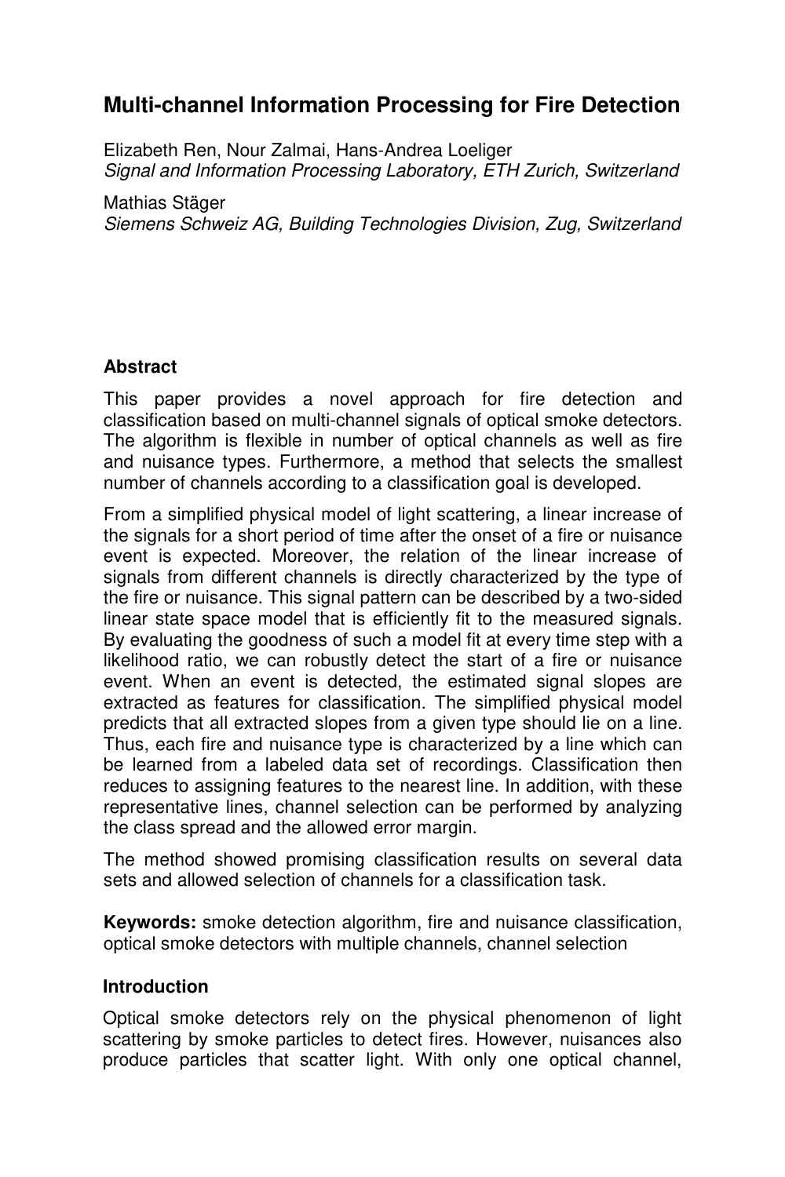# Multi-channel Information Processing for Fire Detection

Elizabeth Ren, Nour Zalmai, Hans-Andrea Loeliger
*Signal and Information Processing Laboratory, ETH Zurich, Switzerland*

Mathias Stäger
*Siemens Schweiz AG, Building Technologies Division, Zug, Switzerland*

## Abstract

This paper provides a novel approach for fire detection and classification based on multi-channel signals of optical smoke detectors. The algorithm is flexible in number of optical channels as well as fire and nuisance types. Furthermore, a method that selects the smallest number of channels according to a classification goal is developed.

From a simplified physical model of light scattering, a linear increase of the signals for a short period of time after the onset of a fire or nuisance event is expected. Moreover, the relation of the linear increase of signals from different channels is directly characterized by the type of the fire or nuisance. This signal pattern can be described by a two-sided linear state space model that is efficiently fit to the measured signals. By evaluating the goodness of such a model fit at every time step with a likelihood ratio, we can robustly detect the start of a fire or nuisance event. When an event is detected, the estimated signal slopes are extracted as features for classification. The simplified physical model predicts that all extracted slopes from a given type should lie on a line. Thus, each fire and nuisance type is characterized by a line which can be learned from a labeled data set of recordings. Classification then reduces to assigning features to the nearest line. In addition, with these representative lines, channel selection can be performed by analyzing the class spread and the allowed error margin.

The method showed promising classification results on several data sets and allowed selection of channels for a classification task.

**Keywords:** smoke detection algorithm, fire and nuisance classification, optical smoke detectors with multiple channels, channel selection

## Introduction

Optical smoke detectors rely on the physical phenomenon of light scattering by smoke particles to detect fires. However, nuisances also produce particles that scatter light. With only one optical channel,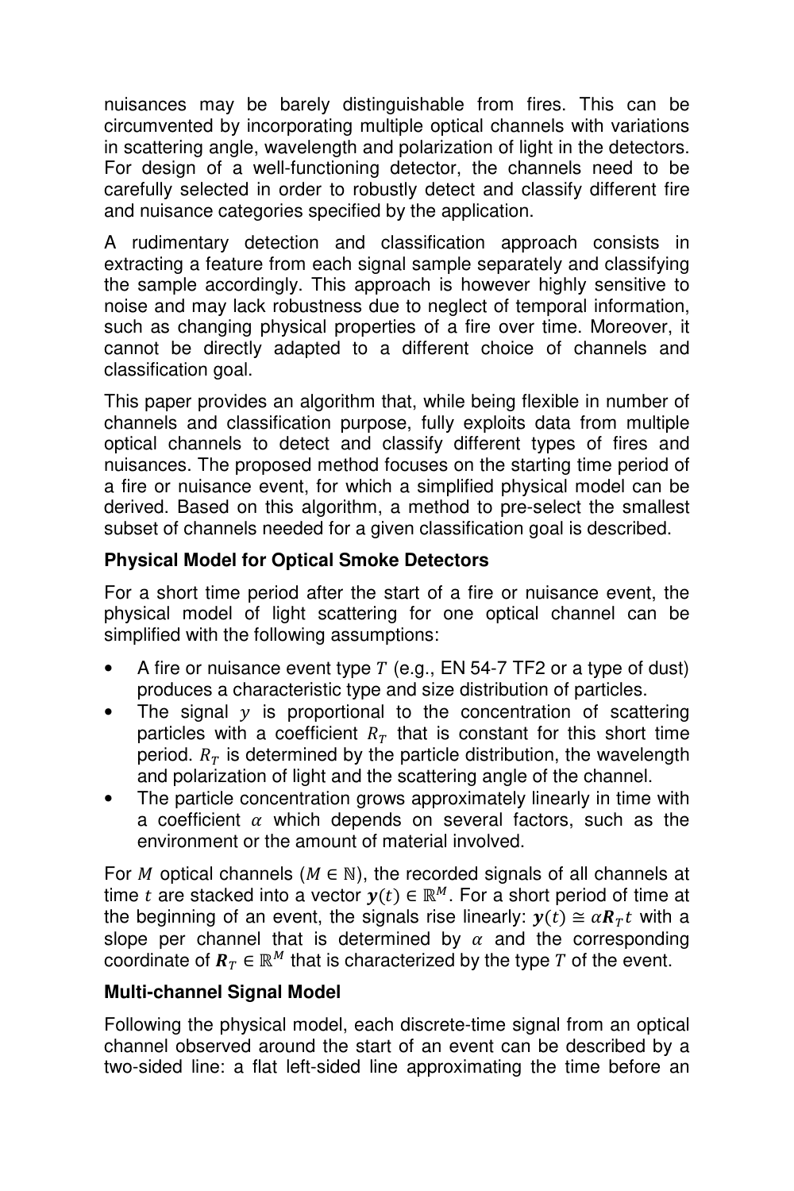nuisances may be barely distinguishable from fires. This can be circumvented by incorporating multiple optical channels with variations in scattering angle, wavelength and polarization of light in the detectors. For design of a well-functioning detector, the channels need to be carefully selected in order to robustly detect and classify different fire and nuisance categories specified by the application.

A rudimentary detection and classification approach consists in extracting a feature from each signal sample separately and classifying the sample accordingly. This approach is however highly sensitive to noise and may lack robustness due to neglect of temporal information, such as changing physical properties of a fire over time. Moreover, it cannot be directly adapted to a different choice of channels and classification goal.

This paper provides an algorithm that, while being flexible in number of channels and classification purpose, fully exploits data from multiple optical channels to detect and classify different types of fires and nuisances. The proposed method focuses on the starting time period of a fire or nuisance event, for which a simplified physical model can be derived. Based on this algorithm, a method to pre-select the smallest subset of channels needed for a given classification goal is described.

### Physical Model for Optical Smoke Detectors

For a short time period after the start of a fire or nuisance event, the physical model of light scattering for one optical channel can be simplified with the following assumptions:

- A fire or nuisance event type $T$ (e.g., EN 54-7 TF2 or a type of dust) produces a characteristic type and size distribution of particles.
- The signal $y$ is proportional to the concentration of scattering particles with a coefficient $R_T$ that is constant for this short time period. $R_T$ is determined by the particle distribution, the wavelength and polarization of light and the scattering angle of the channel.
- The particle concentration grows approximately linearly in time with a coefficient $\alpha$ which depends on several factors, such as the environment or the amount of material involved.

For $M$ optical channels ($M \in \mathbb{N}$), the recorded signals of all channels at time $t$ are stacked into a vector $\boldsymbol{y}(t) \in \mathbb{R}^M$. For a short period of time at the beginning of an event, the signals rise linearly: $\boldsymbol{y}(t) \cong \alpha \boldsymbol{R}_T t$ with a slope per channel that is determined by $\alpha$ and the corresponding coordinate of $\boldsymbol{R}_T \in \mathbb{R}^M$ that is characterized by the type $T$ of the event.

### Multi-channel Signal Model

Following the physical model, each discrete-time signal from an optical channel observed around the start of an event can be described by a two-sided line: a flat left-sided line approximating the time before an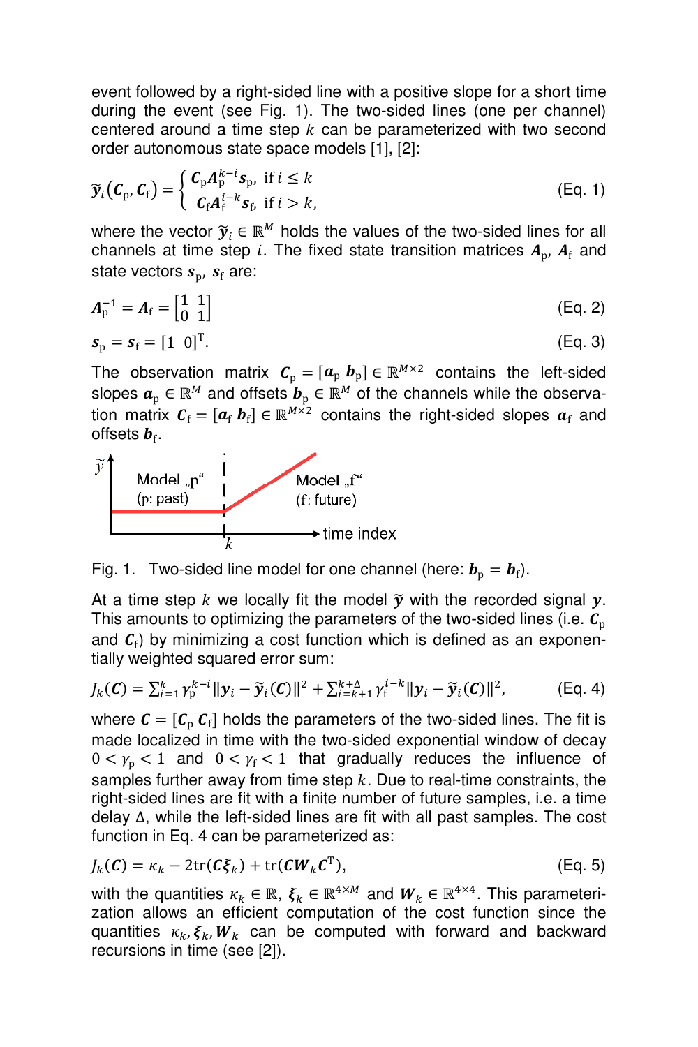event followed by a right-sided line with a positive slope for a short time during the event (see Fig. 1). The two-sided lines (one per channel) centered around a time step $k$ can be parameterized with two second order autonomous state space models [1], [2]:

$$\tilde{\boldsymbol{y}}_i(\boldsymbol{C}_\mathrm{p}, \boldsymbol{C}_\mathrm{f}) = \begin{cases} \boldsymbol{C}_\mathrm{p}\boldsymbol{A}_\mathrm{p}^{k-i}\boldsymbol{s}_\mathrm{p}, & \text{if } i \leq k \\ \boldsymbol{C}_\mathrm{f}\boldsymbol{A}_\mathrm{f}^{i-k}\boldsymbol{s}_\mathrm{f}, & \text{if } i > k, \end{cases} \tag{Eq. 1}$$

where the vector $\tilde{\boldsymbol{y}}_i \in \mathbb{R}^M$ holds the values of the two-sided lines for all channels at time step $i$. The fixed state transition matrices $\boldsymbol{A}_\mathrm{p}$, $\boldsymbol{A}_\mathrm{f}$ and state vectors $\boldsymbol{s}_\mathrm{p}$, $\boldsymbol{s}_\mathrm{f}$ are:

$$\boldsymbol{A}_\mathrm{p}^{-1} = \boldsymbol{A}_\mathrm{f} = \begin{bmatrix} 1 & 1 \\ 0 & 1 \end{bmatrix} \tag{Eq. 2}$$

$$\boldsymbol{s}_\mathrm{p} = \boldsymbol{s}_\mathrm{f} = [1 \;\; 0]^\mathrm{T}. \tag{Eq. 3}$$

The observation matrix $\boldsymbol{C}_\mathrm{p} = [\boldsymbol{a}_\mathrm{p} \; \boldsymbol{b}_\mathrm{p}] \in \mathbb{R}^{M\times 2}$ contains the left-sided slopes $\boldsymbol{a}_\mathrm{p} \in \mathbb{R}^M$ and offsets $\boldsymbol{b}_\mathrm{p} \in \mathbb{R}^M$ of the channels while the observation matrix $\boldsymbol{C}_\mathrm{f} = [\boldsymbol{a}_\mathrm{f} \; \boldsymbol{b}_\mathrm{f}] \in \mathbb{R}^{M\times 2}$ contains the right-sided slopes $\boldsymbol{a}_\mathrm{f}$ and offsets $\boldsymbol{b}_\mathrm{f}$.

Fig. 1. Two-sided line model for one channel (here: $\boldsymbol{b}_\mathrm{p} = \boldsymbol{b}_\mathrm{f}$).

At a time step $k$ we locally fit the model $\tilde{\boldsymbol{y}}$ with the recorded signal $\boldsymbol{y}$. This amounts to optimizing the parameters of the two-sided lines (i.e. $\boldsymbol{C}_\mathrm{p}$ and $\boldsymbol{C}_\mathrm{f}$) by minimizing a cost function which is defined as an exponentially weighted squared error sum:

$$J_k(\boldsymbol{C}) = \sum_{i=1}^{k} \gamma_\mathrm{p}^{k-i} \|\boldsymbol{y}_i - \tilde{\boldsymbol{y}}_i(\boldsymbol{C})\|^2 + \sum_{i=k+1}^{k+\Delta} \gamma_\mathrm{f}^{i-k} \|\boldsymbol{y}_i - \tilde{\boldsymbol{y}}_i(\boldsymbol{C})\|^2, \tag{Eq. 4}$$

where $\boldsymbol{C} = [\boldsymbol{C}_\mathrm{p} \; \boldsymbol{C}_\mathrm{f}]$ holds the parameters of the two-sided lines. The fit is made localized in time with the two-sided exponential window of decay $0 < \gamma_\mathrm{p} < 1$ and $0 < \gamma_\mathrm{f} < 1$ that gradually reduces the influence of samples further away from time step $k$. Due to real-time constraints, the right-sided lines are fit with a finite number of future samples, i.e. a time delay $\Delta$, while the left-sided lines are fit with all past samples. The cost function in Eq. 4 can be parameterized as:

$$J_k(\boldsymbol{C}) = \kappa_k - 2\mathrm{tr}(\boldsymbol{C}\boldsymbol{\xi}_k) + \mathrm{tr}(\boldsymbol{C}\boldsymbol{W}_k\boldsymbol{C}^\mathrm{T}), \tag{Eq. 5}$$

with the quantities $\kappa_k \in \mathbb{R}$, $\boldsymbol{\xi}_k \in \mathbb{R}^{4\times M}$ and $\boldsymbol{W}_k \in \mathbb{R}^{4\times 4}$. This parameterization allows an efficient computation of the cost function since the quantities $\kappa_k, \boldsymbol{\xi}_k, \boldsymbol{W}_k$ can be computed with forward and backward recursions in time (see [2]).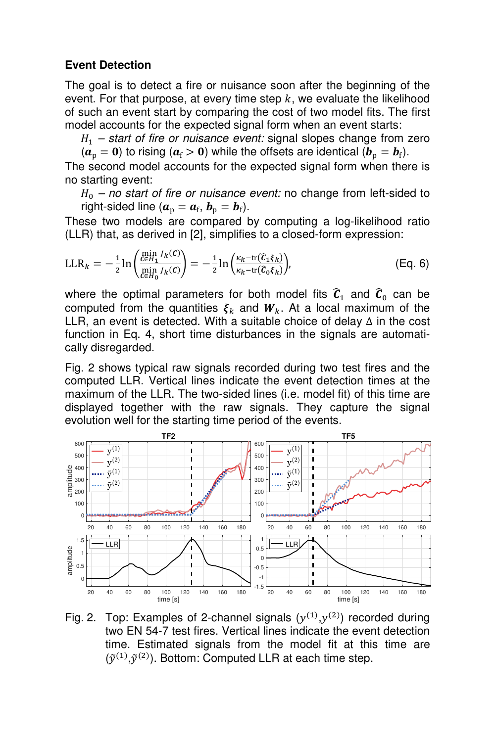### Event Detection

The goal is to detect a fire or nuisance soon after the beginning of the event. For that purpose, at every time step $k$, we evaluate the likelihood of such an event start by comparing the cost of two model fits. The first model accounts for the expected signal form when an event starts:

> $H_1$ – *start of fire or nuisance event:* signal slopes change from zero ($\boldsymbol{a}_\mathrm{p} = \boldsymbol{0}$) to rising ($\boldsymbol{a}_\mathrm{f} > \boldsymbol{0}$) while the offsets are identical ($\boldsymbol{b}_\mathrm{p} = \boldsymbol{b}_\mathrm{f}$).

The second model accounts for the expected signal form when there is no starting event:

> $H_0$ – *no start of fire or nuisance event:* no change from left-sided to right-sided line ($\boldsymbol{a}_\mathrm{p} = \boldsymbol{a}_\mathrm{f}$, $\boldsymbol{b}_\mathrm{p} = \boldsymbol{b}_\mathrm{f}$).

These two models are compared by computing a log-likelihood ratio (LLR) that, as derived in [2], simplifies to a closed-form expression:

$$\mathrm{LLR}_k = -\frac{1}{2}\ln\left(\frac{\min_{\boldsymbol{C}\in H_1} J_k(\boldsymbol{C})}{\min_{\boldsymbol{C}\in H_0} J_k(\boldsymbol{C})}\right) = -\frac{1}{2}\ln\left(\frac{\kappa_k - \mathrm{tr}(\widehat{\boldsymbol{C}}_1 \boldsymbol{\xi}_k)}{\kappa_k - \mathrm{tr}(\widehat{\boldsymbol{C}}_0 \boldsymbol{\xi}_k)}\right), \quad \text{(Eq. 6)}$$

where the optimal parameters for both model fits $\widehat{\boldsymbol{C}}_1$ and $\widehat{\boldsymbol{C}}_0$ can be computed from the quantities $\boldsymbol{\xi}_k$ and $\boldsymbol{W}_k$. At a local maximum of the LLR, an event is detected. With a suitable choice of delay $\Delta$ in the cost function in Eq. 4, short time disturbances in the signals are automatically disregarded.

Fig. 2 shows typical raw signals recorded during two test fires and the computed LLR. Vertical lines indicate the event detection times at the maximum of the LLR. The two-sided lines (i.e. model fit) of this time are displayed together with the raw signals. They capture the signal evolution well for the starting time period of the events.

Fig. 2. Top: Examples of 2-channel signals ($y^{(1)}$,$y^{(2)}$) recorded during two EN 54-7 test fires. Vertical lines indicate the event detection time. Estimated signals from the model fit at this time are ($\tilde{y}^{(1)}$,$\tilde{y}^{(2)}$). Bottom: Computed LLR at each time step.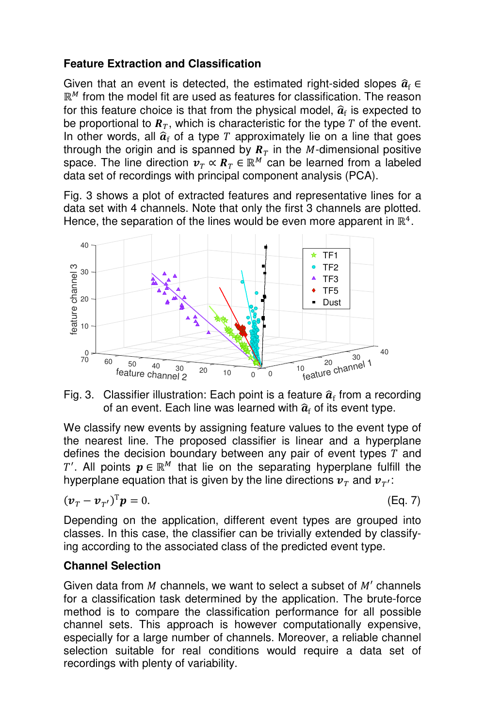### Feature Extraction and Classification

Given that an event is detected, the estimated right-sided slopes $\hat{\boldsymbol{a}}_\mathrm{f} \in \mathbb{R}^M$ from the model fit are used as features for classification. The reason for this feature choice is that from the physical model, $\hat{\boldsymbol{a}}_\mathrm{f}$ is expected to be proportional to $\boldsymbol{R}_T$, which is characteristic for the type $T$ of the event. In other words, all $\hat{\boldsymbol{a}}_\mathrm{f}$ of a type $T$ approximately lie on a line that goes through the origin and is spanned by $\boldsymbol{R}_T$ in the $M$-dimensional positive space. The line direction $\boldsymbol{v}_T \propto \boldsymbol{R}_T \in \mathbb{R}^M$ can be learned from a labeled data set of recordings with principal component analysis (PCA).

Fig. 3 shows a plot of extracted features and representative lines for a data set with 4 channels. Note that only the first 3 channels are plotted. Hence, the separation of the lines would be even more apparent in $\mathbb{R}^4$.

Fig. 3. Classifier illustration: Each point is a feature $\hat{\boldsymbol{a}}_\mathrm{f}$ from a recording of an event. Each line was learned with $\hat{\boldsymbol{a}}_\mathrm{f}$ of its event type.

We classify new events by assigning feature values to the event type of the nearest line. The proposed classifier is linear and a hyperplane defines the decision boundary between any pair of event types $T$ and $T'$. All points $\boldsymbol{p} \in \mathbb{R}^M$ that lie on the separating hyperplane fulfill the hyperplane equation that is given by the line directions $\boldsymbol{v}_T$ and $\boldsymbol{v}_{T'}$:

$$(\boldsymbol{v}_T - \boldsymbol{v}_{T'})^\mathrm{T}\boldsymbol{p} = 0. \qquad \text{(Eq. 7)}$$

Depending on the application, different event types are grouped into classes. In this case, the classifier can be trivially extended by classifying according to the associated class of the predicted event type.

### Channel Selection

Given data from $M$ channels, we want to select a subset of $M'$ channels for a classification task determined by the application. The brute-force method is to compare the classification performance for all possible channel sets. This approach is however computationally expensive, especially for a large number of channels. Moreover, a reliable channel selection suitable for real conditions would require a data set of recordings with plenty of variability.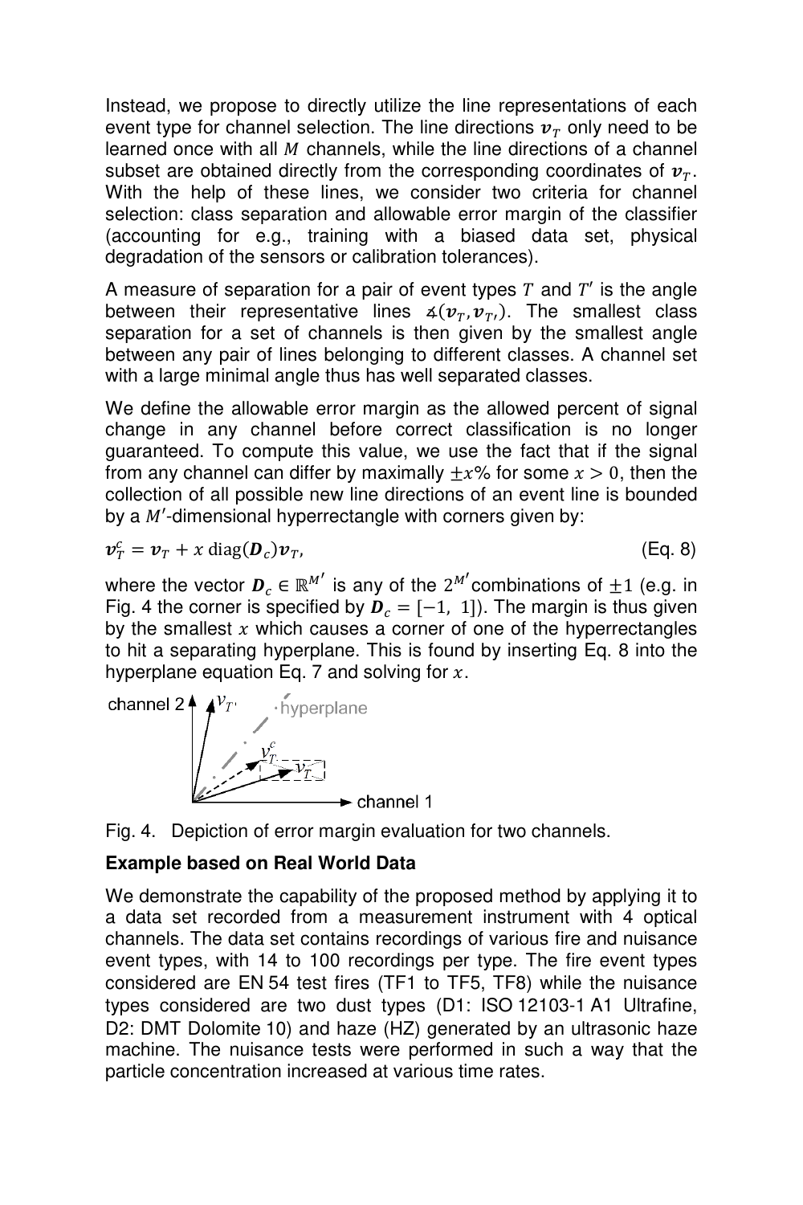Instead, we propose to directly utilize the line representations of each event type for channel selection. The line directions $\boldsymbol{v}_T$ only need to be learned once with all $M$ channels, while the line directions of a channel subset are obtained directly from the corresponding coordinates of $\boldsymbol{v}_T$. With the help of these lines, we consider two criteria for channel selection: class separation and allowable error margin of the classifier (accounting for e.g., training with a biased data set, physical degradation of the sensors or calibration tolerances).

A measure of separation for a pair of event types $T$ and $T'$ is the angle between their representative lines $\measuredangle(\boldsymbol{v}_T, \boldsymbol{v}_{T'})$. The smallest class separation for a set of channels is then given by the smallest angle between any pair of lines belonging to different classes. A channel set with a large minimal angle thus has well separated classes.

We define the allowable error margin as the allowed percent of signal change in any channel before correct classification is no longer guaranteed. To compute this value, we use the fact that if the signal from any channel can differ by maximally $\pm x\%$ for some $x > 0$, then the collection of all possible new line directions of an event line is bounded by a $M'$-dimensional hyperrectangle with corners given by:

$$\boldsymbol{v}_T^c = \boldsymbol{v}_T + x \operatorname{diag}(\boldsymbol{D}_c)\boldsymbol{v}_T, \tag{Eq. 8}$$

where the vector $\boldsymbol{D}_c \in \mathbb{R}^{M'}$ is any of the $2^{M'}$ combinations of $\pm 1$ (e.g. in Fig. 4 the corner is specified by $\boldsymbol{D}_c = [-1, \ 1]$). The margin is thus given by the smallest $x$ which causes a corner of one of the hyperrectangles to hit a separating hyperplane. This is found by inserting Eq. 8 into the hyperplane equation Eq. 7 and solving for $x$.

Fig. 4. Depiction of error margin evaluation for two channels.

**Example based on Real World Data**

We demonstrate the capability of the proposed method by applying it to a data set recorded from a measurement instrument with 4 optical channels. The data set contains recordings of various fire and nuisance event types, with 14 to 100 recordings per type. The fire event types considered are EN 54 test fires (TF1 to TF5, TF8) while the nuisance types considered are two dust types (D1: ISO 12103-1 A1 Ultrafine, D2: DMT Dolomite 10) and haze (HZ) generated by an ultrasonic haze machine. The nuisance tests were performed in such a way that the particle concentration increased at various time rates.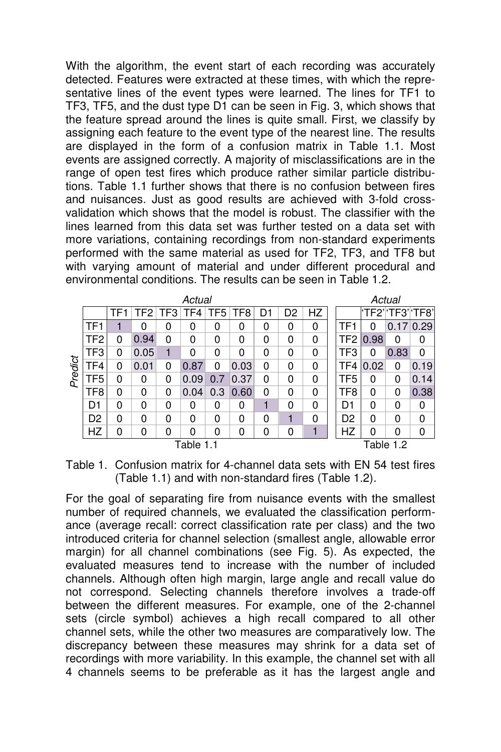With the algorithm, the event start of each recording was accurately detected. Features were extracted at these times, with which the representative lines of the event types were learned. The lines for TF1 to TF3, TF5, and the dust type D1 can be seen in Fig. 3, which shows that the feature spread around the lines is quite small. First, we classify by assigning each feature to the event type of the nearest line. The results are displayed in the form of a confusion matrix in Table 1.1. Most events are assigned correctly. A majority of misclassifications are in the range of open test fires which produce rather similar particle distributions. Table 1.1 further shows that there is no confusion between fires and nuisances. Just as good results are achieved with 3-fold cross-validation which shows that the model is robust. The classifier with the lines learned from this data set was further tested on a data set with more variations, containing recordings from non-standard experiments performed with the same material as used for TF2, TF3, and TF8 but with varying amount of material and under different procedural and environmental conditions. The results can be seen in Table 1.2.

**Table 1.1**

| Predict \ Actual | TF1 | TF2 | TF3 | TF4 | TF5 | TF8 | D1 | D2 | HZ |
|---|---|---|---|---|---|---|---|---|---|
| TF1 | 1 | 0 | 0 | 0 | 0 | 0 | 0 | 0 | 0 |
| TF2 | 0 | 0.94 | 0 | 0 | 0 | 0 | 0 | 0 | 0 |
| TF3 | 0 | 0.05 | 1 | 0 | 0 | 0 | 0 | 0 | 0 |
| TF4 | 0 | 0.01 | 0 | 0.87 | 0 | 0.03 | 0 | 0 | 0 |
| TF5 | 0 | 0 | 0 | 0.09 | 0.7 | 0.37 | 0 | 0 | 0 |
| TF8 | 0 | 0 | 0 | 0.04 | 0.3 | 0.60 | 0 | 0 | 0 |
| D1 | 0 | 0 | 0 | 0 | 0 | 0 | 1 | 0 | 0 |
| D2 | 0 | 0 | 0 | 0 | 0 | 0 | 0 | 1 | 0 |
| HZ | 0 | 0 | 0 | 0 | 0 | 0 | 0 | 0 | 1 |

**Table 1.2**

| Predict \ Actual | 'TF2' | 'TF3' | 'TF8' |
|---|---|---|---|
| TF1 | 0 | 0.17 | 0.29 |
| TF2 | 0.98 | 0 | 0 |
| TF3 | 0 | 0.83 | 0 |
| TF4 | 0.02 | 0 | 0.19 |
| TF5 | 0 | 0 | 0.14 |
| TF8 | 0 | 0 | 0.38 |
| D1 | 0 | 0 | 0 |
| D2 | 0 | 0 | 0 |
| HZ | 0 | 0 | 0 |

Table 1. Confusion matrix for 4-channel data sets with EN 54 test fires (Table 1.1) and with non-standard fires (Table 1.2).

For the goal of separating fire from nuisance events with the smallest number of required channels, we evaluated the classification performance (average recall: correct classification rate per class) and the two introduced criteria for channel selection (smallest angle, allowable error margin) for all channel combinations (see Fig. 5). As expected, the evaluated measures tend to increase with the number of included channels. Although often high margin, large angle and recall value do not correspond. Selecting channels therefore involves a trade-off between the different measures. For example, one of the 2-channel sets (circle symbol) achieves a high recall compared to all other channel sets, while the other two measures are comparatively low. The discrepancy between these measures may shrink for a data set of recordings with more variability. In this example, the channel set with all 4 channels seems to be preferable as it has the largest angle and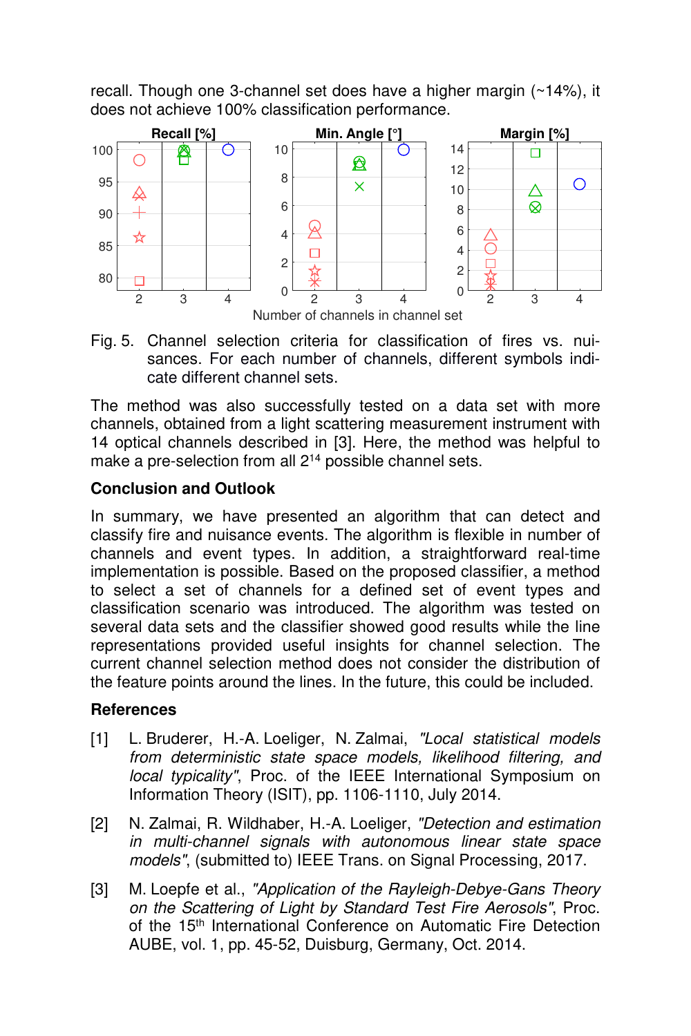recall. Though one 3-channel set does have a higher margin (~14%), it does not achieve 100% classification performance.

Recall [%]
100
95
90
85
80
2 3 4

Min. Angle [°]
10
8
6
4
2
0
2 3 4

Margin [%]
14
12
10
8
6
4
2
0
2 3 4

Number of channels in channel set

Fig. 5. Channel selection criteria for classification of fires vs. nuisances. For each number of channels, different symbols indicate different channel sets.

The method was also successfully tested on a data set with more channels, obtained from a light scattering measurement instrument with 14 optical channels described in [3]. Here, the method was helpful to make a pre-selection from all $2^{14}$ possible channel sets.

## Conclusion and Outlook

In summary, we have presented an algorithm that can detect and classify fire and nuisance events. The algorithm is flexible in number of channels and event types. In addition, a straightforward real-time implementation is possible. Based on the proposed classifier, a method to select a set of channels for a defined set of event types and classification scenario was introduced. The algorithm was tested on several data sets and the classifier showed good results while the line representations provided useful insights for channel selection. The current channel selection method does not consider the distribution of the feature points around the lines. In the future, this could be included.

## References

[1] L. Bruderer, H.-A. Loeliger, N. Zalmai, *"Local statistical models from deterministic state space models, likelihood filtering, and local typicality"*, Proc. of the IEEE International Symposium on Information Theory (ISIT), pp. 1106-1110, July 2014.

[2] N. Zalmai, R. Wildhaber, H.-A. Loeliger, *"Detection and estimation in multi-channel signals with autonomous linear state space models"*, (submitted to) IEEE Trans. on Signal Processing, 2017.

[3] M. Loepfe et al., *"Application of the Rayleigh-Debye-Gans Theory on the Scattering of Light by Standard Test Fire Aerosols"*, Proc. of the 15th International Conference on Automatic Fire Detection AUBE, vol. 1, pp. 45-52, Duisburg, Germany, Oct. 2014.